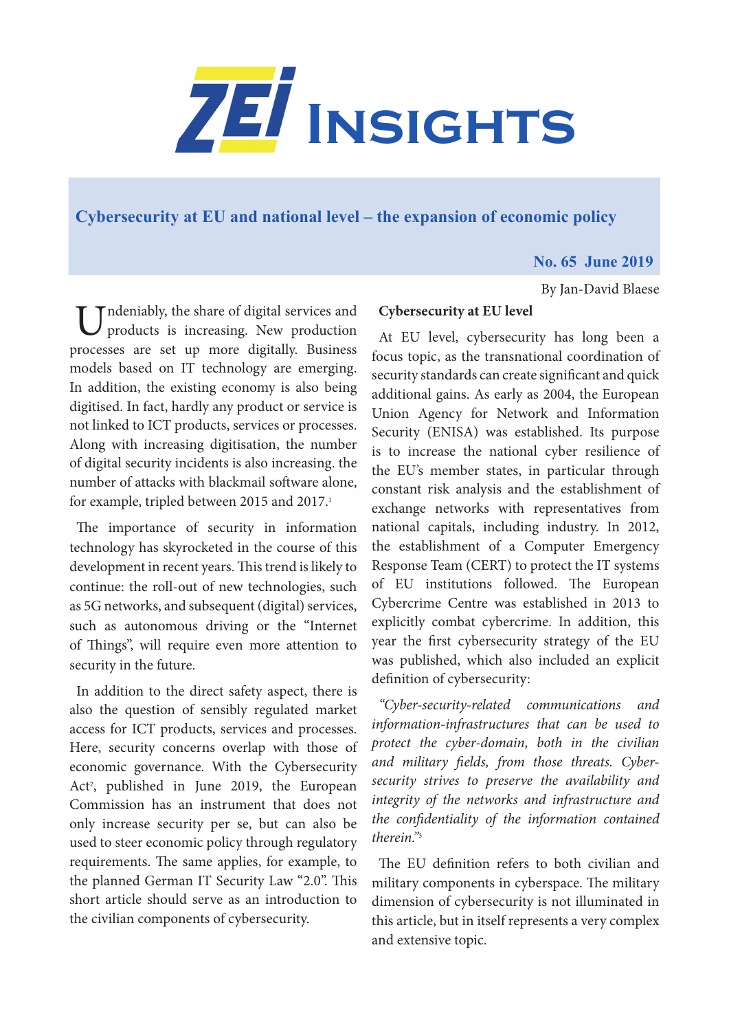# ZEI INSIGHTS

## Cybersecurity at EU and national level – the expansion of economic policy

**No. 65 June 2019**

By Jan-David Blaese

Undeniably, the share of digital services and products is increasing. New production processes are set up more digitally. Business models based on IT technology are emerging. In addition, the existing economy is also being digitised. In fact, hardly any product or service is not linked to ICT products, services or processes. Along with increasing digitisation, the number of digital security incidents is also increasing. the number of attacks with blackmail software alone, for example, tripled between 2015 and 2017.[1]

The importance of security in information technology has skyrocketed in the course of this development in recent years. This trend is likely to continue: the roll-out of new technologies, such as 5G networks, and subsequent (digital) services, such as autonomous driving or the "Internet of Things", will require even more attention to security in the future.

In addition to the direct safety aspect, there is also the question of sensibly regulated market access for ICT products, services and processes. Here, security concerns overlap with those of economic governance. With the Cybersecurity Act[2], published in June 2019, the European Commission has an instrument that does not only increase security per se, but can also be used to steer economic policy through regulatory requirements. The same applies, for example, to the planned German IT Security Law "2.0". This short article should serve as an introduction to the civilian components of cybersecurity.

### Cybersecurity at EU level

At EU level, cybersecurity has long been a focus topic, as the transnational coordination of security standards can create significant and quick additional gains. As early as 2004, the European Union Agency for Network and Information Security (ENISA) was established. Its purpose is to increase the national cyber resilience of the EU's member states, in particular through constant risk analysis and the establishment of exchange networks with representatives from national capitals, including industry. In 2012, the establishment of a Computer Emergency Response Team (CERT) to protect the IT systems of EU institutions followed. The European Cybercrime Centre was established in 2013 to explicitly combat cybercrime. In addition, this year the first cybersecurity strategy of the EU was published, which also included an explicit definition of cybersecurity:

*"Cyber-security-related communications and information-infrastructures that can be used to protect the cyber-domain, both in the civilian and military fields, from those threats. Cyber-security strives to preserve the availability and integrity of the networks and infrastructure and the confidentiality of the information contained therein."*[3]

The EU definition refers to both civilian and military components in cyberspace. The military dimension of cybersecurity is not illuminated in this article, but in itself represents a very complex and extensive topic.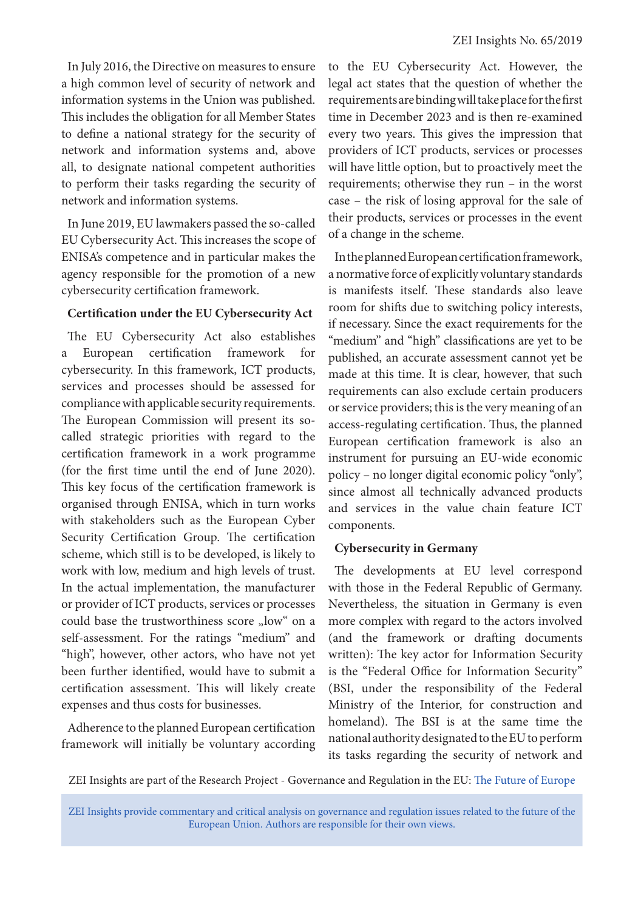In July 2016, the Directive on measures to ensure a high common level of security of network and information systems in the Union was published. This includes the obligation for all Member States to define a national strategy for the security of network and information systems and, above all, to designate national competent authorities to perform their tasks regarding the security of network and information systems.

In June 2019, EU lawmakers passed the so-called EU Cybersecurity Act. This increases the scope of ENISA's competence and in particular makes the agency responsible for the promotion of a new cybersecurity certification framework.

**Certification under the EU Cybersecurity Act**

The EU Cybersecurity Act also establishes a European certification framework for cybersecurity. In this framework, ICT products, services and processes should be assessed for compliance with applicable security requirements. The European Commission will present its so-called strategic priorities with regard to the certification framework in a work programme (for the first time until the end of June 2020). This key focus of the certification framework is organised through ENISA, which in turn works with stakeholders such as the European Cyber Security Certification Group. The certification scheme, which still is to be developed, is likely to work with low, medium and high levels of trust. In the actual implementation, the manufacturer or provider of ICT products, services or processes could base the trustworthiness score „low" on a self-assessment. For the ratings "medium" and "high", however, other actors, who have not yet been further identified, would have to submit a certification assessment. This will likely create expenses and thus costs for businesses.

Adherence to the planned European certification framework will initially be voluntary according to the EU Cybersecurity Act. However, the legal act states that the question of whether the requirements are binding will take place for the first time in December 2023 and is then re-examined every two years. This gives the impression that providers of ICT products, services or processes will have little option, but to proactively meet the requirements; otherwise they run – in the worst case – the risk of losing approval for the sale of their products, services or processes in the event of a change in the scheme.

In the planned European certification framework, a normative force of explicitly voluntary standards is manifests itself. These standards also leave room for shifts due to switching policy interests, if necessary. Since the exact requirements for the "medium" and "high" classifications are yet to be published, an accurate assessment cannot yet be made at this time. It is clear, however, that such requirements can also exclude certain producers or service providers; this is the very meaning of an access-regulating certification. Thus, the planned European certification framework is also an instrument for pursuing an EU-wide economic policy – no longer digital economic policy "only", since almost all technically advanced products and services in the value chain feature ICT components.

**Cybersecurity in Germany**

The developments at EU level correspond with those in the Federal Republic of Germany. Nevertheless, the situation in Germany is even more complex with regard to the actors involved (and the framework or drafting documents written): The key actor for Information Security is the "Federal Office for Information Security" (BSI, under the responsibility of the Federal Ministry of the Interior, for construction and homeland). The BSI is at the same time the national authority designated to the EU to perform its tasks regarding the security of network and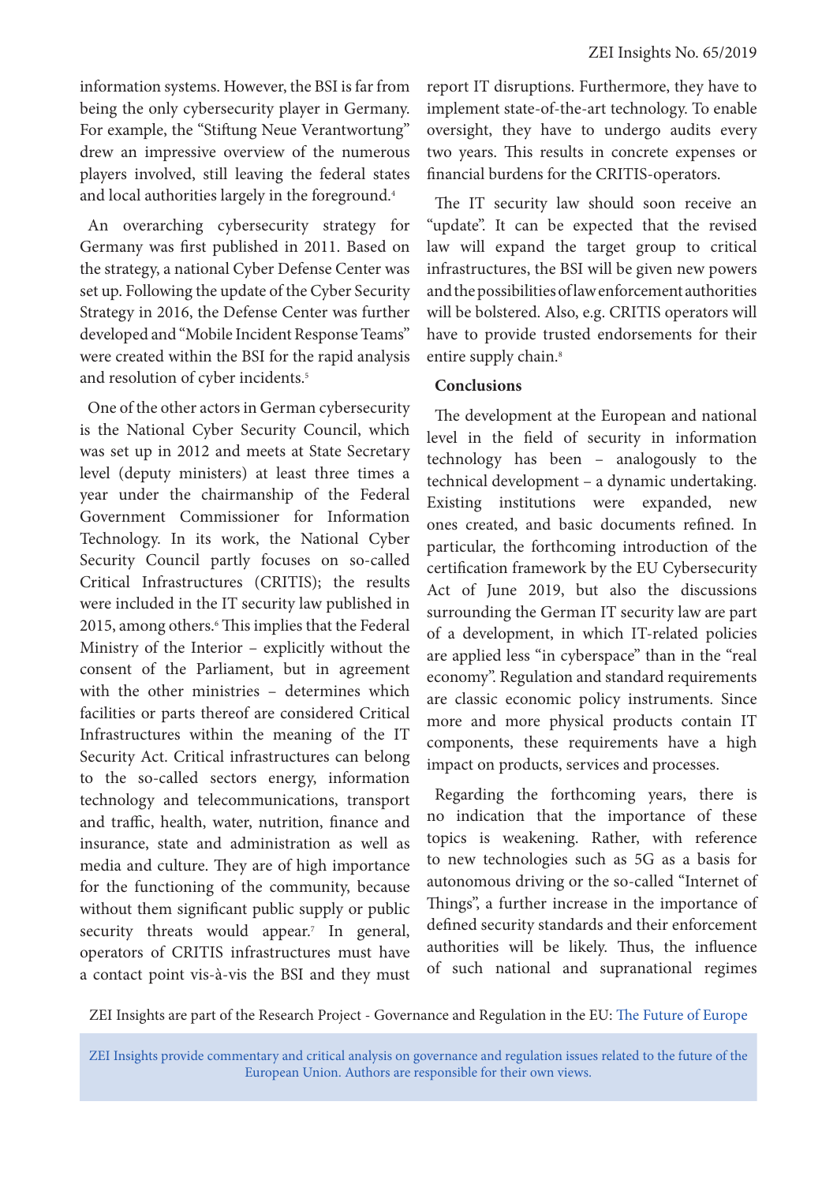information systems. However, the BSI is far from being the only cybersecurity player in Germany. For example, the "Stiftung Neue Verantwortung" drew an impressive overview of the numerous players involved, still leaving the federal states and local authorities largely in the foreground.[4]

An overarching cybersecurity strategy for Germany was first published in 2011. Based on the strategy, a national Cyber Defense Center was set up. Following the update of the Cyber Security Strategy in 2016, the Defense Center was further developed and "Mobile Incident Response Teams" were created within the BSI for the rapid analysis and resolution of cyber incidents.[5]

One of the other actors in German cybersecurity is the National Cyber Security Council, which was set up in 2012 and meets at State Secretary level (deputy ministers) at least three times a year under the chairmanship of the Federal Government Commissioner for Information Technology. In its work, the National Cyber Security Council partly focuses on so-called Critical Infrastructures (CRITIS); the results were included in the IT security law published in 2015, among others.[6] This implies that the Federal Ministry of the Interior – explicitly without the consent of the Parliament, but in agreement with the other ministries – determines which facilities or parts thereof are considered Critical Infrastructures within the meaning of the IT Security Act. Critical infrastructures can belong to the so-called sectors energy, information technology and telecommunications, transport and traffic, health, water, nutrition, finance and insurance, state and administration as well as media and culture. They are of high importance for the functioning of the community, because without them significant public supply or public security threats would appear.[7] In general, operators of CRITIS infrastructures must have a contact point vis-à-vis the BSI and they must report IT disruptions. Furthermore, they have to implement state-of-the-art technology. To enable oversight, they have to undergo audits every two years. This results in concrete expenses or financial burdens for the CRITIS-operators.

The IT security law should soon receive an "update". It can be expected that the revised law will expand the target group to critical infrastructures, the BSI will be given new powers and the possibilities of law enforcement authorities will be bolstered. Also, e.g. CRITIS operators will have to provide trusted endorsements for their entire supply chain.[8]

**Conclusions**

The development at the European and national level in the field of security in information technology has been – analogously to the technical development – a dynamic undertaking. Existing institutions were expanded, new ones created, and basic documents refined. In particular, the forthcoming introduction of the certification framework by the EU Cybersecurity Act of June 2019, but also the discussions surrounding the German IT security law are part of a development, in which IT-related policies are applied less "in cyberspace" than in the "real economy". Regulation and standard requirements are classic economic policy instruments. Since more and more physical products contain IT components, these requirements have a high impact on products, services and processes.

Regarding the forthcoming years, there is no indication that the importance of these topics is weakening. Rather, with reference to new technologies such as 5G as a basis for autonomous driving or the so-called "Internet of Things", a further increase in the importance of defined security standards and their enforcement authorities will be likely. Thus, the influence of such national and supranational regimes

ZEI Insights are part of the Research Project - Governance and Regulation in the EU: The Future of Europe

ZEI Insights provide commentary and critical analysis on governance and regulation issues related to the future of the European Union. Authors are responsible for their own views.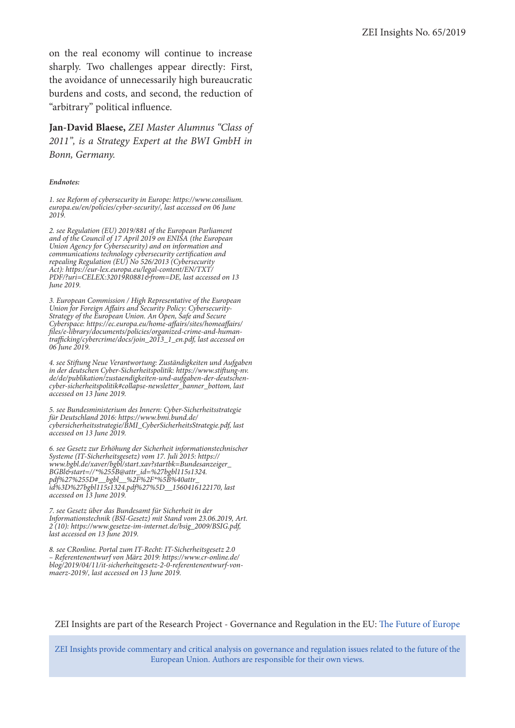on the real economy will continue to increase sharply. Two challenges appear directly: First, the avoidance of unnecessarily high bureaucratic burdens and costs, and second, the reduction of "arbitrary" political influence.

**Jan-David Blaese,** *ZEI Master Alumnus "Class of 2011", is a Strategy Expert at the BWI GmbH in Bonn, Germany.*

***Endnotes:***

*1. see Reform of cybersecurity in Europe: https://www.consilium.europa.eu/en/policies/cyber-security/, last accessed on 06 June 2019.*

*2. see Regulation (EU) 2019/881 of the European Parliament and of the Council of 17 April 2019 on ENISA (the European Union Agency for Cybersecurity) and on information and communications technology cybersecurity certification and repealing Regulation (EU) No 526/2013 (Cybersecurity Act): https://eur-lex.europa.eu/legal-content/EN/TXT/PDF/?uri=CELEX:32019R0881&from=DE, last accessed on 13 June 2019.*

*3. European Commission / High Representative of the European Union for Foreign Affairs and Security Policy: Cybersecurity-Strategy of the European Union. An Open, Safe and Secure Cyberspace: https://ec.europa.eu/home-affairs/sites/homeaffairs/files/e-library/documents/policies/organized-crime-and-human-trafficking/cybercrime/docs/join_2013_1_en.pdf, last accessed on 06 June 2019.*

*4. see Stiftung Neue Verantwortung: Zuständigkeiten und Aufgaben in der deutschen Cyber-Sicherheitspolitik: https://www.stiftung-nv.de/de/publikation/zustaendigkeiten-und-aufgaben-der-deutschen-cyber-sicherheitspolitik#collapse-newsletter_banner_bottom, last accessed on 13 June 2019.*

*5. see Bundesministerium des Innern: Cyber-Sicherheitsstrategie für Deutschland 2016: https://www.bmi.bund.de/cybersicherheitsstrategie/BMI_CyberSicherheitsStrategie.pdf, last accessed on 13 June 2019.*

*6. see Gesetz zur Erhöhung der Sicherheit informationstechnischer Systeme (IT-Sicherheitsgesetz) vom 17. Juli 2015: https://www.bgbl.de/xaver/bgbl/start.xav?startbk=Bundesanzeiger_BGBl&start=//*%255B@attr_id=%27bgbl115s1324.pdf%27%255D#__bgbl__%2F%2F*%5B%40attr_id%3D%27bgbl115s1324.pdf%27%5D__1560416122170, last accessed on 13 June 2019.*

*7. see Gesetz über das Bundesamt für Sicherheit in der Informationstechnik (BSI-Gesetz) mit Stand vom 23.06.2019, Art. 2 (10): https://www.gesetze-im-internet.de/bsig_2009/BSIG.pdf, last accessed on 13 June 2019.*

*8. see CRonline. Portal zum IT-Recht: IT-Sicherheitsgesetz 2.0 – Referentenentwurf von März 2019: https://www.cr-online.de/blog/2019/04/11/it-sicherheitsgesetz-2-0-referentenentwurf-von-maerz-2019/, last accessed on 13 June 2019.*

ZEI Insights are part of the Research Project - Governance and Regulation in the EU: The Future of Europe

ZEI Insights provide commentary and critical analysis on governance and regulation issues related to the future of the European Union. Authors are responsible for their own views.